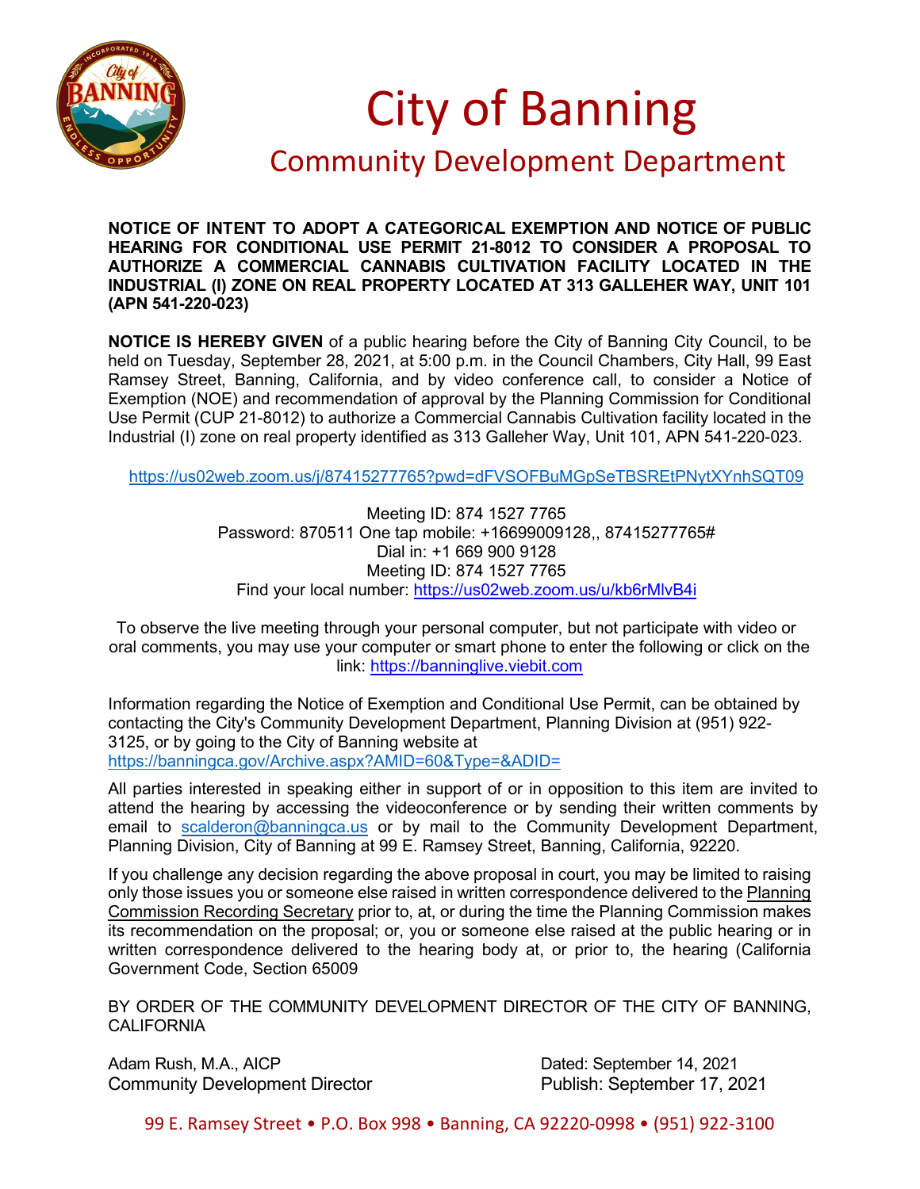# City of Banning

## Community Development Department

**NOTICE OF INTENT TO ADOPT A CATEGORICAL EXEMPTION AND NOTICE OF PUBLIC HEARING FOR CONDITIONAL USE PERMIT 21-8012 TO CONSIDER A PROPOSAL TO AUTHORIZE A COMMERCIAL CANNABIS CULTIVATION FACILITY LOCATED IN THE INDUSTRIAL (I) ZONE ON REAL PROPERTY LOCATED AT 313 GALLEHER WAY, UNIT 101 (APN 541-220-023)**

**NOTICE IS HEREBY GIVEN** of a public hearing before the City of Banning City Council, to be held on Tuesday, September 28, 2021, at 5:00 p.m. in the Council Chambers, City Hall, 99 East Ramsey Street, Banning, California, and by video conference call, to consider a Notice of Exemption (NOE) and recommendation of approval by the Planning Commission for Conditional Use Permit (CUP 21-8012) to authorize a Commercial Cannabis Cultivation facility located in the Industrial (I) zone on real property identified as 313 Galleher Way, Unit 101, APN 541-220-023.

https://us02web.zoom.us/j/87415277765?pwd=dFVSOFBuMGpSeTBSREtPNytXYnhSQT09

Meeting ID: 874 1527 7765
Password: 870511 One tap mobile: +16699009128,, 87415277765#
Dial in: +1 669 900 9128
Meeting ID: 874 1527 7765
Find your local number: https://us02web.zoom.us/u/kb6rMlvB4i

To observe the live meeting through your personal computer, but not participate with video or oral comments, you may use your computer or smart phone to enter the following or click on the link: https://banninglive.viebit.com

Information regarding the Notice of Exemption and Conditional Use Permit, can be obtained by contacting the City's Community Development Department, Planning Division at (951) 922-3125, or by going to the City of Banning website at https://banningca.gov/Archive.aspx?AMID=60&Type=&ADID=

All parties interested in speaking either in support of or in opposition to this item are invited to attend the hearing by accessing the videoconference or by sending their written comments by email to scalderon@banningca.us or by mail to the Community Development Department, Planning Division, City of Banning at 99 E. Ramsey Street, Banning, California, 92220.

If you challenge any decision regarding the above proposal in court, you may be limited to raising only those issues you or someone else raised in written correspondence delivered to the Planning Commission Recording Secretary prior to, at, or during the time the Planning Commission makes its recommendation on the proposal; or, you or someone else raised at the public hearing or in written correspondence delivered to the hearing body at, or prior to, the hearing (California Government Code, Section 65009

BY ORDER OF THE COMMUNITY DEVELOPMENT DIRECTOR OF THE CITY OF BANNING, CALIFORNIA

Adam Rush, M.A., AICP
Community Development Director

Dated: September 14, 2021
Publish: September 17, 2021

99 E. Ramsey Street • P.O. Box 998 • Banning, CA 92220-0998 • (951) 922-3100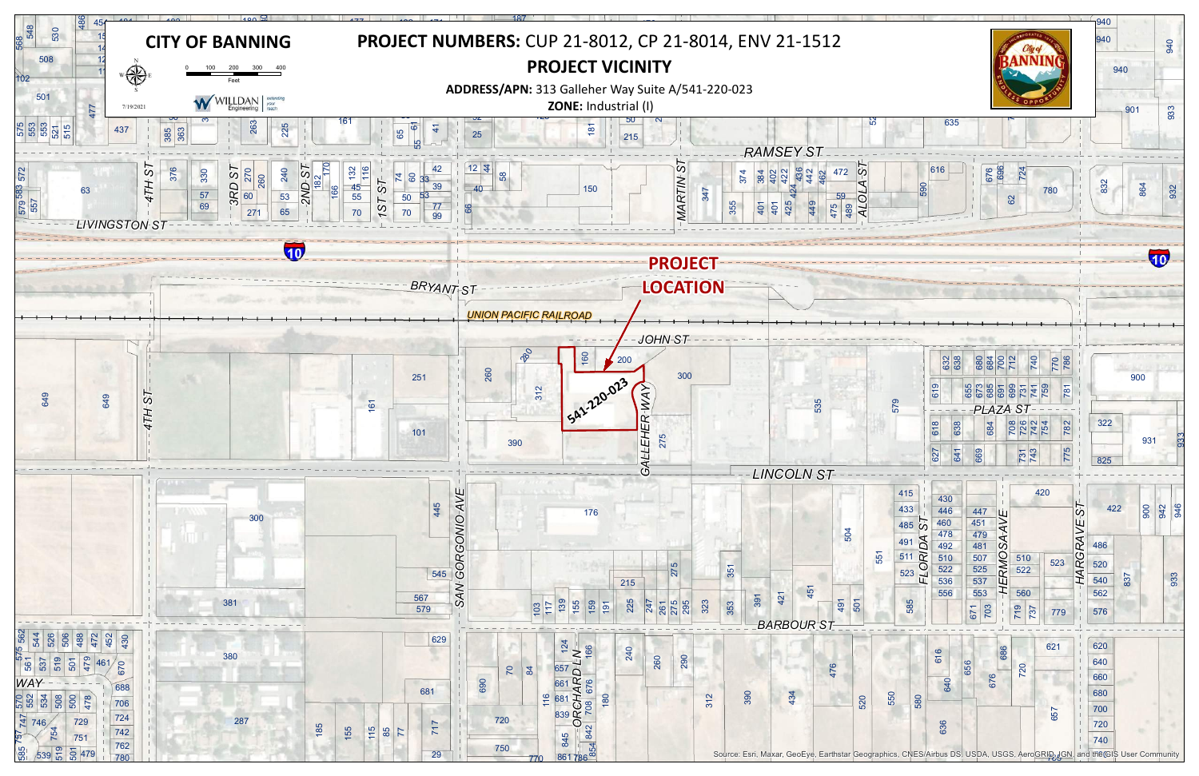# CITY OF BANNING

**PROJECT NUMBERS:** CUP 21-8012, CP 21-8014, ENV 21-1512

## PROJECT VICINITY

**ADDRESS/APN:** 313 Galleher Way Suite A/541-220-023

**ZONE:** Industrial (I)

0 100 200 300 400
Feet

7/19/2021

WILLDAN Engineering

PROJECT LOCATION

541-220-023

RAMSEY ST
LIVINGSTON ST
BRYANT ST
UNION PACIFIC RAILROAD
JOHN ST
GALLEHER WAY
LINCOLN ST
BARBOUR ST
PLAZA ST
4TH ST
3RD ST
2ND ST
1ST ST
MARTIN ST
ALOLA ST
SAN GORGONIO AVE
FLORIDA ST
HERMOSA AVE
HARGRAVE ST
ORCHARD LN
WAY

10

Source: Esri, Maxar, GeoEye, Earthstar Geographics, CNES/Airbus DS, USDA, USGS, AeroGRID, IGN, and the GIS User Community